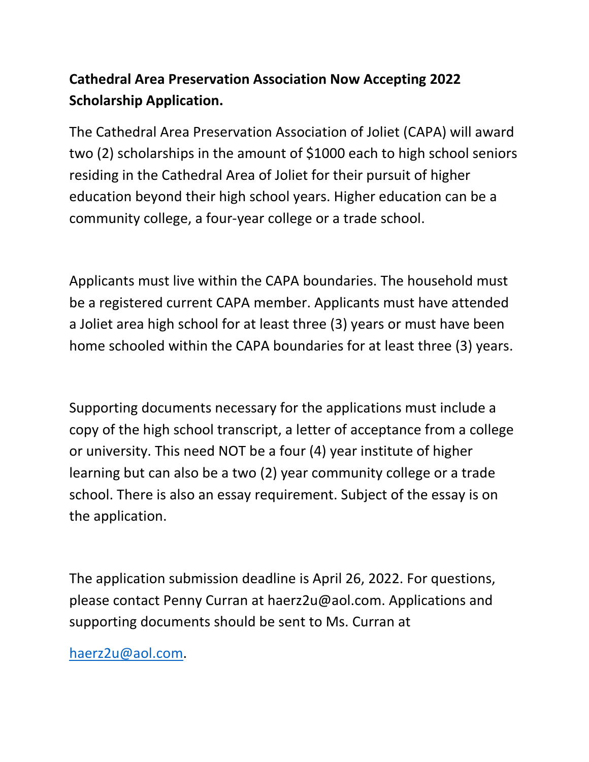**Cathedral Area Preservation Association Now Accepting 2022 Scholarship Application.**

The Cathedral Area Preservation Association of Joliet (CAPA) will award two (2) scholarships in the amount of $1000 each to high school seniors residing in the Cathedral Area of Joliet for their pursuit of higher education beyond their high school years. Higher education can be a community college, a four-year college or a trade school.

Applicants must live within the CAPA boundaries. The household must be a registered current CAPA member. Applicants must have attended a Joliet area high school for at least three (3) years or must have been home schooled within the CAPA boundaries for at least three (3) years.

Supporting documents necessary for the applications must include a copy of the high school transcript, a letter of acceptance from a college or university. This need NOT be a four (4) year institute of higher learning but can also be a two (2) year community college or a trade school. There is also an essay requirement. Subject of the essay is on the application.

The application submission deadline is April 26, 2022. For questions, please contact Penny Curran at haerz2u@aol.com. Applications and supporting documents should be sent to Ms. Curran at

haerz2u@aol.com.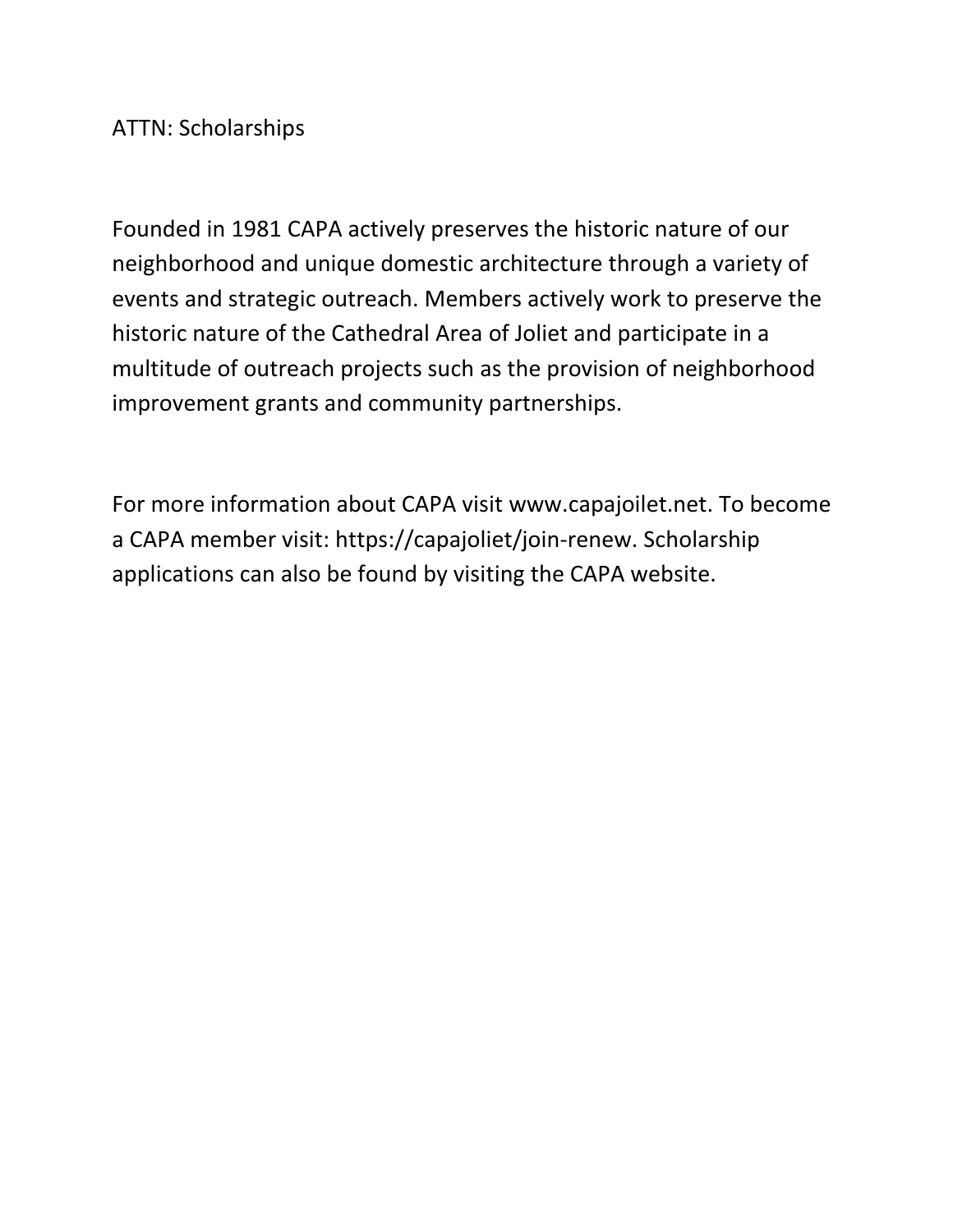ATTN: Scholarships

Founded in 1981 CAPA actively preserves the historic nature of our neighborhood and unique domestic architecture through a variety of events and strategic outreach. Members actively work to preserve the historic nature of the Cathedral Area of Joliet and participate in a multitude of outreach projects such as the provision of neighborhood improvement grants and community partnerships.

For more information about CAPA visit www.capajoilet.net. To become a CAPA member visit: https://capajoliet/join-renew. Scholarship applications can also be found by visiting the CAPA website.